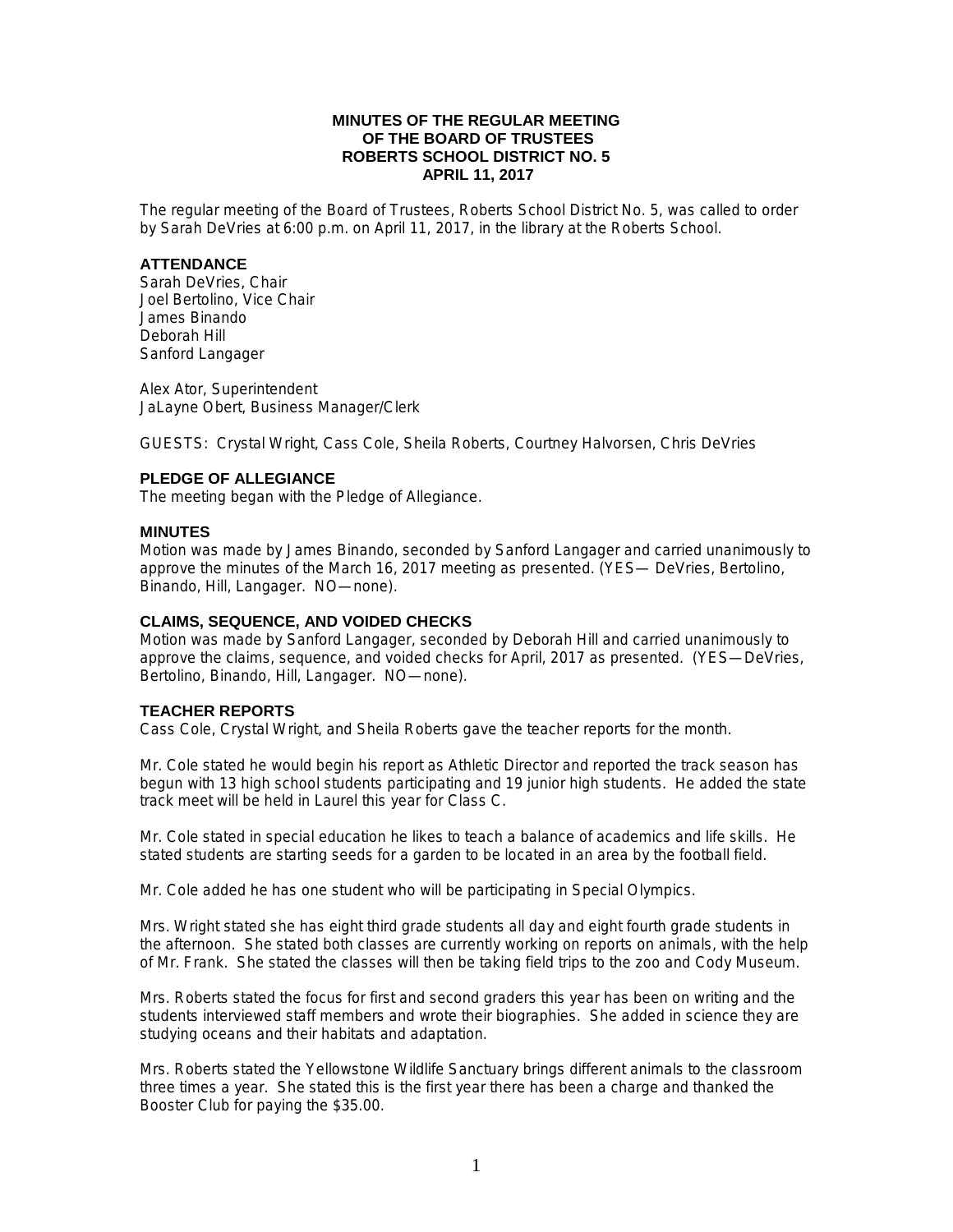# MINUTES OF THE REGULAR MEETING OF THE BOARD OF TRUSTEES ROBERTS SCHOOL DISTRICT NO. 5 APRIL 11, 2017

The regular meeting of the Board of Trustees, Roberts School District No. 5, was called to order by Sarah DeVries at 6:00 p.m. on April 11, 2017, in the library at the Roberts School.

## ATTENDANCE

Sarah DeVries, Chair
Joel Bertolino, Vice Chair
James Binando
Deborah Hill
Sanford Langager

Alex Ator, Superintendent
JaLayne Obert, Business Manager/Clerk

GUESTS: Crystal Wright, Cass Cole, Sheila Roberts, Courtney Halvorsen, Chris DeVries

## PLEDGE OF ALLEGIANCE

The meeting began with the Pledge of Allegiance.

## MINUTES

Motion was made by James Binando, seconded by Sanford Langager and carried unanimously to approve the minutes of the March 16, 2017 meeting as presented. (YES— DeVries, Bertolino, Binando, Hill, Langager. NO—none).

## CLAIMS, SEQUENCE, AND VOIDED CHECKS

Motion was made by Sanford Langager, seconded by Deborah Hill and carried unanimously to approve the claims, sequence, and voided checks for April, 2017 as presented. (YES—DeVries, Bertolino, Binando, Hill, Langager. NO—none).

## TEACHER REPORTS

Cass Cole, Crystal Wright, and Sheila Roberts gave the teacher reports for the month.

Mr. Cole stated he would begin his report as Athletic Director and reported the track season has begun with 13 high school students participating and 19 junior high students. He added the state track meet will be held in Laurel this year for Class C.

Mr. Cole stated in special education he likes to teach a balance of academics and life skills. He stated students are starting seeds for a garden to be located in an area by the football field.

Mr. Cole added he has one student who will be participating in Special Olympics.

Mrs. Wright stated she has eight third grade students all day and eight fourth grade students in the afternoon. She stated both classes are currently working on reports on animals, with the help of Mr. Frank. She stated the classes will then be taking field trips to the zoo and Cody Museum.

Mrs. Roberts stated the focus for first and second graders this year has been on writing and the students interviewed staff members and wrote their biographies. She added in science they are studying oceans and their habitats and adaptation.

Mrs. Roberts stated the Yellowstone Wildlife Sanctuary brings different animals to the classroom three times a year. She stated this is the first year there has been a charge and thanked the Booster Club for paying the $35.00.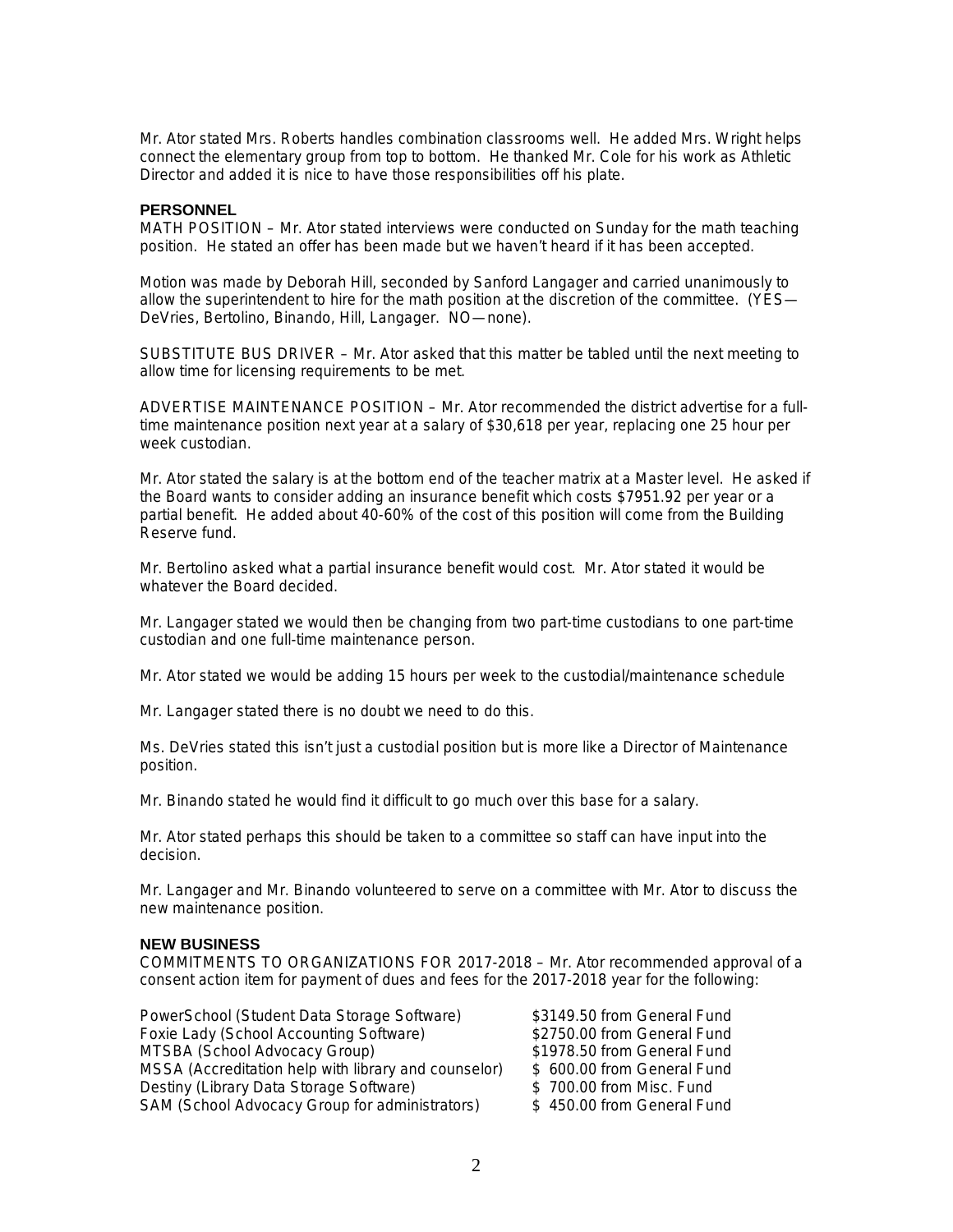Mr. Ator stated Mrs. Roberts handles combination classrooms well. He added Mrs. Wright helps connect the elementary group from top to bottom. He thanked Mr. Cole for his work as Athletic Director and added it is nice to have those responsibilities off his plate.

### PERSONNEL

MATH POSITION – Mr. Ator stated interviews were conducted on Sunday for the math teaching position. He stated an offer has been made but we haven't heard if it has been accepted.

Motion was made by Deborah Hill, seconded by Sanford Langager and carried unanimously to allow the superintendent to hire for the math position at the discretion of the committee. (YES—DeVries, Bertolino, Binando, Hill, Langager. NO—none).

SUBSTITUTE BUS DRIVER – Mr. Ator asked that this matter be tabled until the next meeting to allow time for licensing requirements to be met.

ADVERTISE MAINTENANCE POSITION – Mr. Ator recommended the district advertise for a full-time maintenance position next year at a salary of $30,618 per year, replacing one 25 hour per week custodian.

Mr. Ator stated the salary is at the bottom end of the teacher matrix at a Master level. He asked if the Board wants to consider adding an insurance benefit which costs $7951.92 per year or a partial benefit. He added about 40-60% of the cost of this position will come from the Building Reserve fund.

Mr. Bertolino asked what a partial insurance benefit would cost. Mr. Ator stated it would be whatever the Board decided.

Mr. Langager stated we would then be changing from two part-time custodians to one part-time custodian and one full-time maintenance person.

Mr. Ator stated we would be adding 15 hours per week to the custodial/maintenance schedule

Mr. Langager stated there is no doubt we need to do this.

Ms. DeVries stated this isn't just a custodial position but is more like a Director of Maintenance position.

Mr. Binando stated he would find it difficult to go much over this base for a salary.

Mr. Ator stated perhaps this should be taken to a committee so staff can have input into the decision.

Mr. Langager and Mr. Binando volunteered to serve on a committee with Mr. Ator to discuss the new maintenance position.

### NEW BUSINESS

COMMITMENTS TO ORGANIZATIONS FOR 2017-2018 – Mr. Ator recommended approval of a consent action item for payment of dues and fees for the 2017-2018 year for the following:

| | |
|---|---|
| PowerSchool (Student Data Storage Software) | $3149.50 from General Fund |
| Foxie Lady (School Accounting Software) | $2750.00 from General Fund |
| MTSBA (School Advocacy Group) | $1978.50 from General Fund |
| MSSA (Accreditation help with library and counselor) | $ 600.00 from General Fund |
| Destiny (Library Data Storage Software) | $ 700.00 from Misc. Fund |
| SAM (School Advocacy Group for administrators) | $ 450.00 from General Fund |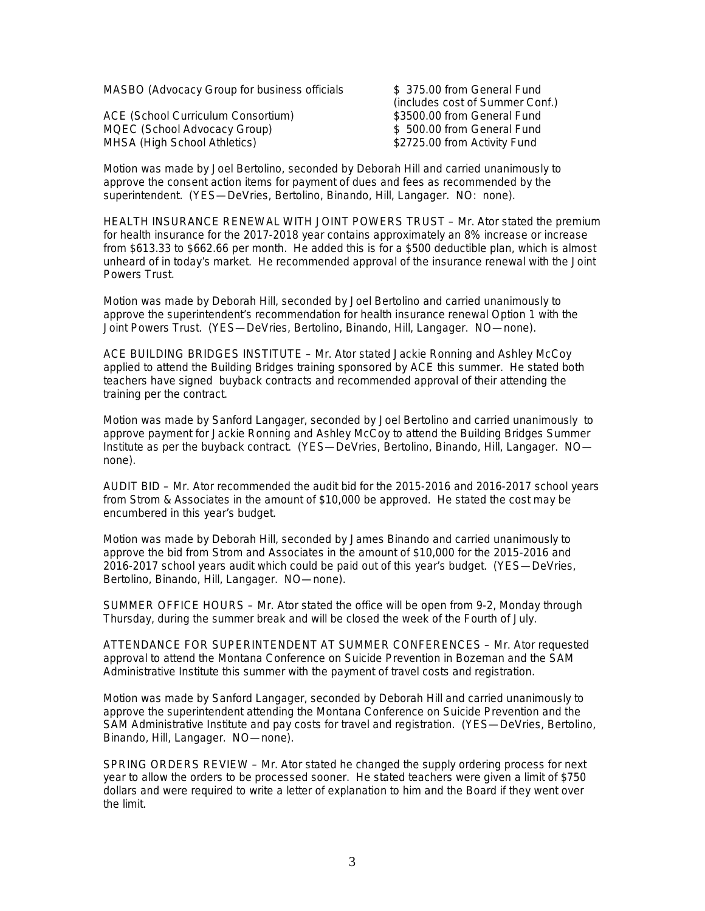| | |
|---|---|
| MASBO (Advocacy Group for business officials | \$ 375.00 from General Fund (includes cost of Summer Conf.) |
| ACE (School Curriculum Consortium) | \$3500.00 from General Fund |
| MQEC (School Advocacy Group) | \$ 500.00 from General Fund |
| MHSA (High School Athletics) | \$2725.00 from Activity Fund |

Motion was made by Joel Bertolino, seconded by Deborah Hill and carried unanimously to approve the consent action items for payment of dues and fees as recommended by the superintendent. (YES—DeVries, Bertolino, Binando, Hill, Langager. NO: none).

HEALTH INSURANCE RENEWAL WITH JOINT POWERS TRUST – Mr. Ator stated the premium for health insurance for the 2017-2018 year contains approximately an 8% increase or increase from \$613.33 to \$662.66 per month. He added this is for a \$500 deductible plan, which is almost unheard of in today's market. He recommended approval of the insurance renewal with the Joint Powers Trust.

Motion was made by Deborah Hill, seconded by Joel Bertolino and carried unanimously to approve the superintendent's recommendation for health insurance renewal Option 1 with the Joint Powers Trust. (YES—DeVries, Bertolino, Binando, Hill, Langager. NO—none).

ACE BUILDING BRIDGES INSTITUTE – Mr. Ator stated Jackie Ronning and Ashley McCoy applied to attend the Building Bridges training sponsored by ACE this summer. He stated both teachers have signed buyback contracts and recommended approval of their attending the training per the contract.

Motion was made by Sanford Langager, seconded by Joel Bertolino and carried unanimously to approve payment for Jackie Ronning and Ashley McCoy to attend the Building Bridges Summer Institute as per the buyback contract. (YES—DeVries, Bertolino, Binando, Hill, Langager. NO—none).

AUDIT BID – Mr. Ator recommended the audit bid for the 2015-2016 and 2016-2017 school years from Strom & Associates in the amount of \$10,000 be approved. He stated the cost may be encumbered in this year's budget.

Motion was made by Deborah Hill, seconded by James Binando and carried unanimously to approve the bid from Strom and Associates in the amount of \$10,000 for the 2015-2016 and 2016-2017 school years audit which could be paid out of this year's budget. (YES—DeVries, Bertolino, Binando, Hill, Langager. NO—none).

SUMMER OFFICE HOURS – Mr. Ator stated the office will be open from 9-2, Monday through Thursday, during the summer break and will be closed the week of the Fourth of July.

ATTENDANCE FOR SUPERINTENDENT AT SUMMER CONFERENCES – Mr. Ator requested approval to attend the Montana Conference on Suicide Prevention in Bozeman and the SAM Administrative Institute this summer with the payment of travel costs and registration.

Motion was made by Sanford Langager, seconded by Deborah Hill and carried unanimously to approve the superintendent attending the Montana Conference on Suicide Prevention and the SAM Administrative Institute and pay costs for travel and registration. (YES—DeVries, Bertolino, Binando, Hill, Langager. NO—none).

SPRING ORDERS REVIEW – Mr. Ator stated he changed the supply ordering process for next year to allow the orders to be processed sooner. He stated teachers were given a limit of \$750 dollars and were required to write a letter of explanation to him and the Board if they went over the limit.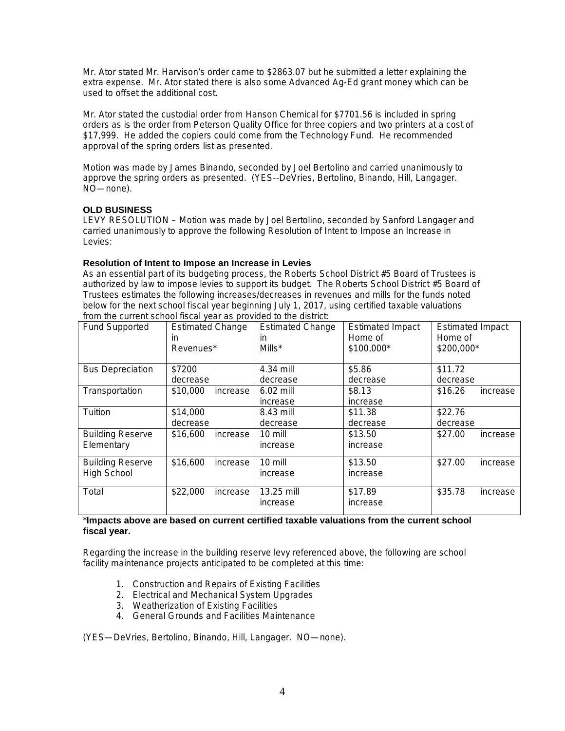Mr. Ator stated Mr. Harvison's order came to $2863.07 but he submitted a letter explaining the extra expense. Mr. Ator stated there is also some Advanced Ag-Ed grant money which can be used to offset the additional cost.

Mr. Ator stated the custodial order from Hanson Chemical for $7701.56 is included in spring orders as is the order from Peterson Quality Office for three copiers and two printers at a cost of $17,999. He added the copiers could come from the Technology Fund. He recommended approval of the spring orders list as presented.

Motion was made by James Binando, seconded by Joel Bertolino and carried unanimously to approve the spring orders as presented. (YES--DeVries, Bertolino, Binando, Hill, Langager. NO—none).

**OLD BUSINESS**

LEVY RESOLUTION – Motion was made by Joel Bertolino, seconded by Sanford Langager and carried unanimously to approve the following Resolution of Intent to Impose an Increase in Levies:

**Resolution of Intent to Impose an Increase in Levies**

As an essential part of its budgeting process, the Roberts School District #5 Board of Trustees is authorized by law to impose levies to support its budget. The Roberts School District #5 Board of Trustees estimates the following increases/decreases in revenues and mills for the funds noted below for the next school fiscal year beginning July 1, 2017, using certified taxable valuations from the current school fiscal year as provided to the district:

| Fund Supported | Estimated Change in Revenues* | Estimated Change in Mills* | Estimated Impact Home of $100,000* | Estimated Impact Home of $200,000* |
|---|---|---|---|---|
| Bus Depreciation | $7200 decrease | 4.34 mill decrease | $5.86 decrease | $11.72 decrease |
| Transportation | $10,000 increase | 6.02 mill increase | $8.13 increase | $16.26 increase |
| Tuition | $14,000 decrease | 8.43 mill decrease | $11.38 decrease | $22.76 decrease |
| Building Reserve Elementary | $16,600 increase | 10 mill increase | $13.50 increase | $27.00 increase |
| Building Reserve High School | $16,600 increase | 10 mill increase | $13.50 increase | $27.00 increase |
| Total | $22,000 increase | 13.25 mill increase | $17.89 increase | $35.78 increase |

***Impacts above are based on current certified taxable valuations from the current school fiscal year.**

Regarding the increase in the building reserve levy referenced above, the following are school facility maintenance projects anticipated to be completed at this time:

1. Construction and Repairs of Existing Facilities
2. Electrical and Mechanical System Upgrades
3. Weatherization of Existing Facilities
4. General Grounds and Facilities Maintenance

(YES—DeVries, Bertolino, Binando, Hill, Langager. NO—none).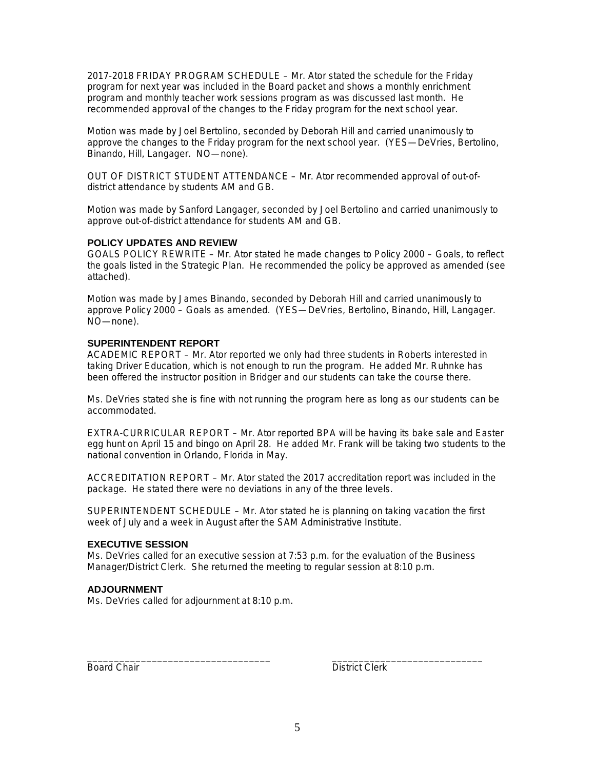2017-2018 FRIDAY PROGRAM SCHEDULE – Mr. Ator stated the schedule for the Friday program for next year was included in the Board packet and shows a monthly enrichment program and monthly teacher work sessions program as was discussed last month. He recommended approval of the changes to the Friday program for the next school year.

Motion was made by Joel Bertolino, seconded by Deborah Hill and carried unanimously to approve the changes to the Friday program for the next school year. (YES—DeVries, Bertolino, Binando, Hill, Langager. NO—none).

OUT OF DISTRICT STUDENT ATTENDANCE – Mr. Ator recommended approval of out-of-district attendance by students AM and GB.

Motion was made by Sanford Langager, seconded by Joel Bertolino and carried unanimously to approve out-of-district attendance for students AM and GB.

### POLICY UPDATES AND REVIEW

GOALS POLICY REWRITE – Mr. Ator stated he made changes to Policy 2000 – Goals, to reflect the goals listed in the Strategic Plan. He recommended the policy be approved as amended (see attached).

Motion was made by James Binando, seconded by Deborah Hill and carried unanimously to approve Policy 2000 – Goals as amended. (YES—DeVries, Bertolino, Binando, Hill, Langager. NO—none).

### SUPERINTENDENT REPORT

ACADEMIC REPORT – Mr. Ator reported we only had three students in Roberts interested in taking Driver Education, which is not enough to run the program. He added Mr. Ruhnke has been offered the instructor position in Bridger and our students can take the course there.

Ms. DeVries stated she is fine with not running the program here as long as our students can be accommodated.

EXTRA-CURRICULAR REPORT – Mr. Ator reported BPA will be having its bake sale and Easter egg hunt on April 15 and bingo on April 28. He added Mr. Frank will be taking two students to the national convention in Orlando, Florida in May.

ACCREDITATION REPORT – Mr. Ator stated the 2017 accreditation report was included in the package. He stated there were no deviations in any of the three levels.

SUPERINTENDENT SCHEDULE – Mr. Ator stated he is planning on taking vacation the first week of July and a week in August after the SAM Administrative Institute.

### EXECUTIVE SESSION

Ms. DeVries called for an executive session at 7:53 p.m. for the evaluation of the Business Manager/District Clerk. She returned the meeting to regular session at 8:10 p.m.

### ADJOURNMENT

Ms. DeVries called for adjournment at 8:10 p.m.

___________________________________ Board Chair

____________________________ District Clerk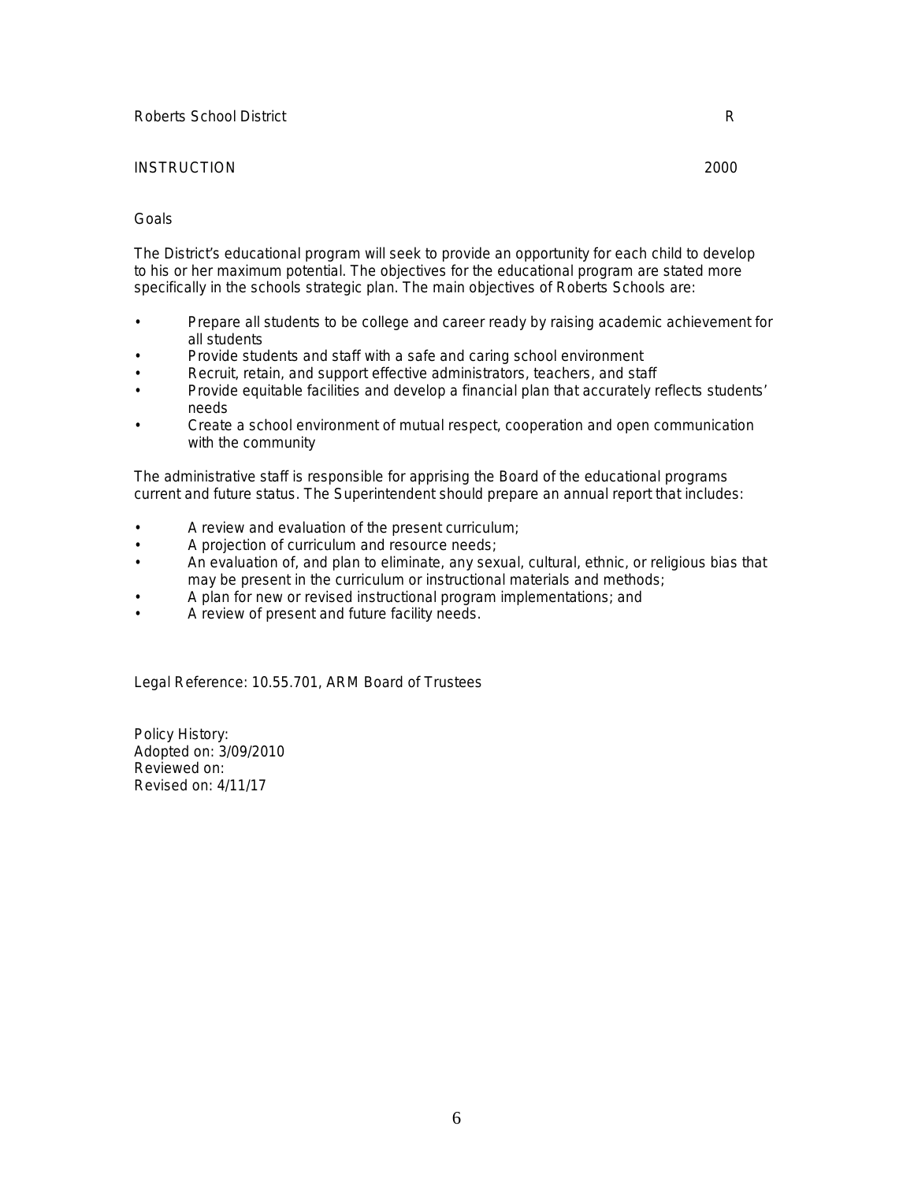Roberts School District R

INSTRUCTION 2000

Goals

The District's educational program will seek to provide an opportunity for each child to develop to his or her maximum potential. The objectives for the educational program are stated more specifically in the schools strategic plan. The main objectives of Roberts Schools are:

- Prepare all students to be college and career ready by raising academic achievement for all students
- Provide students and staff with a safe and caring school environment
- Recruit, retain, and support effective administrators, teachers, and staff
- Provide equitable facilities and develop a financial plan that accurately reflects students' needs
- Create a school environment of mutual respect, cooperation and open communication with the community

The administrative staff is responsible for apprising the Board of the educational programs current and future status. The Superintendent should prepare an annual report that includes:

- A review and evaluation of the present curriculum;
- A projection of curriculum and resource needs;
- An evaluation of, and plan to eliminate, any sexual, cultural, ethnic, or religious bias that may be present in the curriculum or instructional materials and methods;
- A plan for new or revised instructional program implementations; and
- A review of present and future facility needs.

Legal Reference: 10.55.701, ARM Board of Trustees

Policy History:
Adopted on: 3/09/2010
Reviewed on:
Revised on: 4/11/17